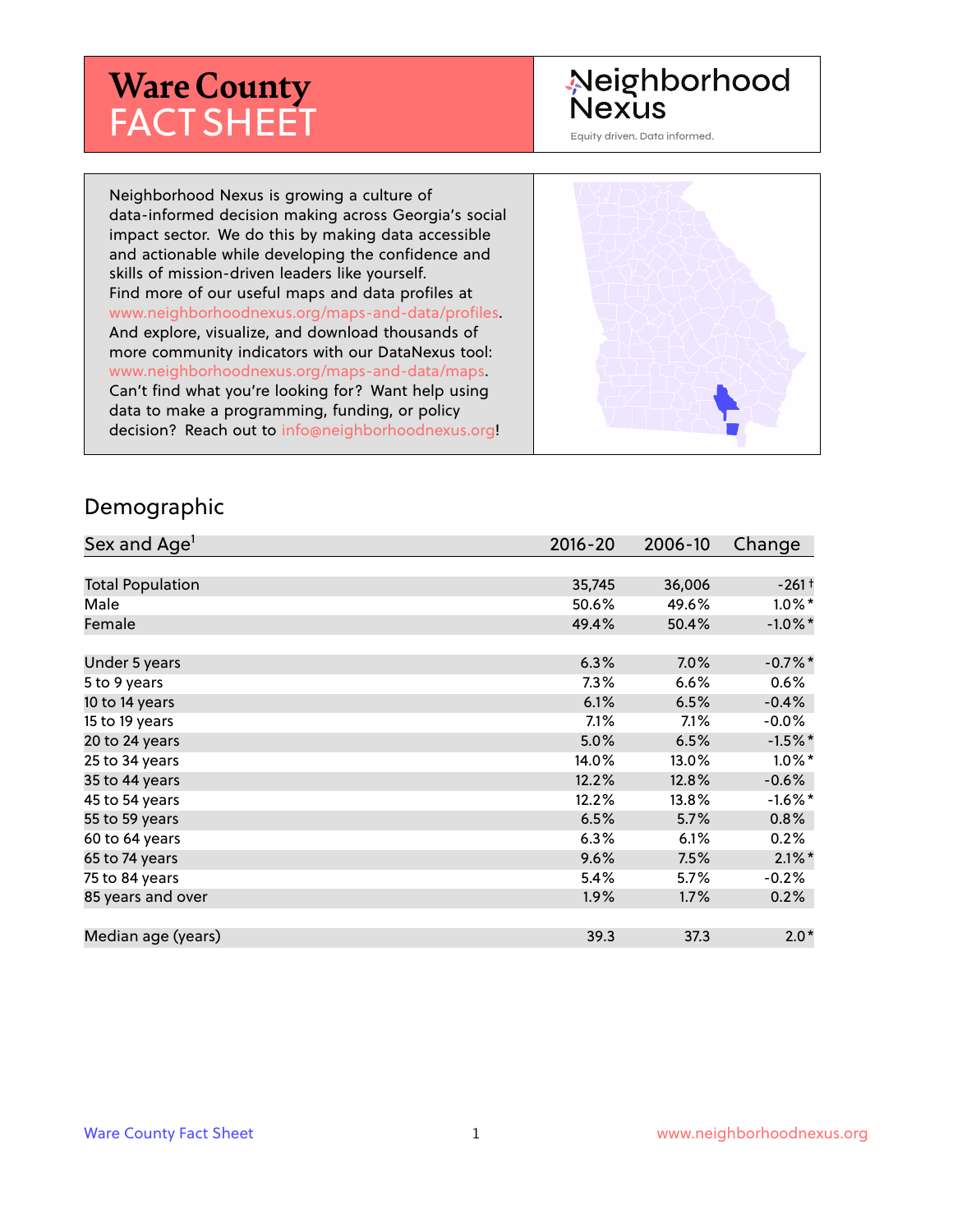# Ware County FACT SHEET

Neighborhood Nexus

Equity driven. Data informed.

Neighborhood Nexus is growing a culture of data-informed decision making across Georgia's social impact sector. We do this by making data accessible and actionable while developing the confidence and skills of mission-driven leaders like yourself. Find more of our useful maps and data profiles at www.neighborhoodnexus.org/maps-and-data/profiles. And explore, visualize, and download thousands of more community indicators with our DataNexus tool: www.neighborhoodnexus.org/maps-and-data/maps. Can't find what you're looking for? Want help using data to make a programming, funding, or policy decision? Reach out to info@neighborhoodnexus.org!

## Demographic

| Sex and Age[1] | 2016-20 | 2006-10 | Change |
|---|---|---|---|
| Total Population | 35,745 | 36,006 | -261 † |
| Male | 50.6% | 49.6% | 1.0% * |
| Female | 49.4% | 50.4% | -1.0% * |
| | | | |
| Under 5 years | 6.3% | 7.0% | -0.7% * |
| 5 to 9 years | 7.3% | 6.6% | 0.6% |
| 10 to 14 years | 6.1% | 6.5% | -0.4% |
| 15 to 19 years | 7.1% | 7.1% | -0.0% |
| 20 to 24 years | 5.0% | 6.5% | -1.5% * |
| 25 to 34 years | 14.0% | 13.0% | 1.0% * |
| 35 to 44 years | 12.2% | 12.8% | -0.6% |
| 45 to 54 years | 12.2% | 13.8% | -1.6% * |
| 55 to 59 years | 6.5% | 5.7% | 0.8% |
| 60 to 64 years | 6.3% | 6.1% | 0.2% |
| 65 to 74 years | 9.6% | 7.5% | 2.1% * |
| 75 to 84 years | 5.4% | 5.7% | -0.2% |
| 85 years and over | 1.9% | 1.7% | 0.2% |
| | | | |
| Median age (years) | 39.3 | 37.3 | 2.0 * |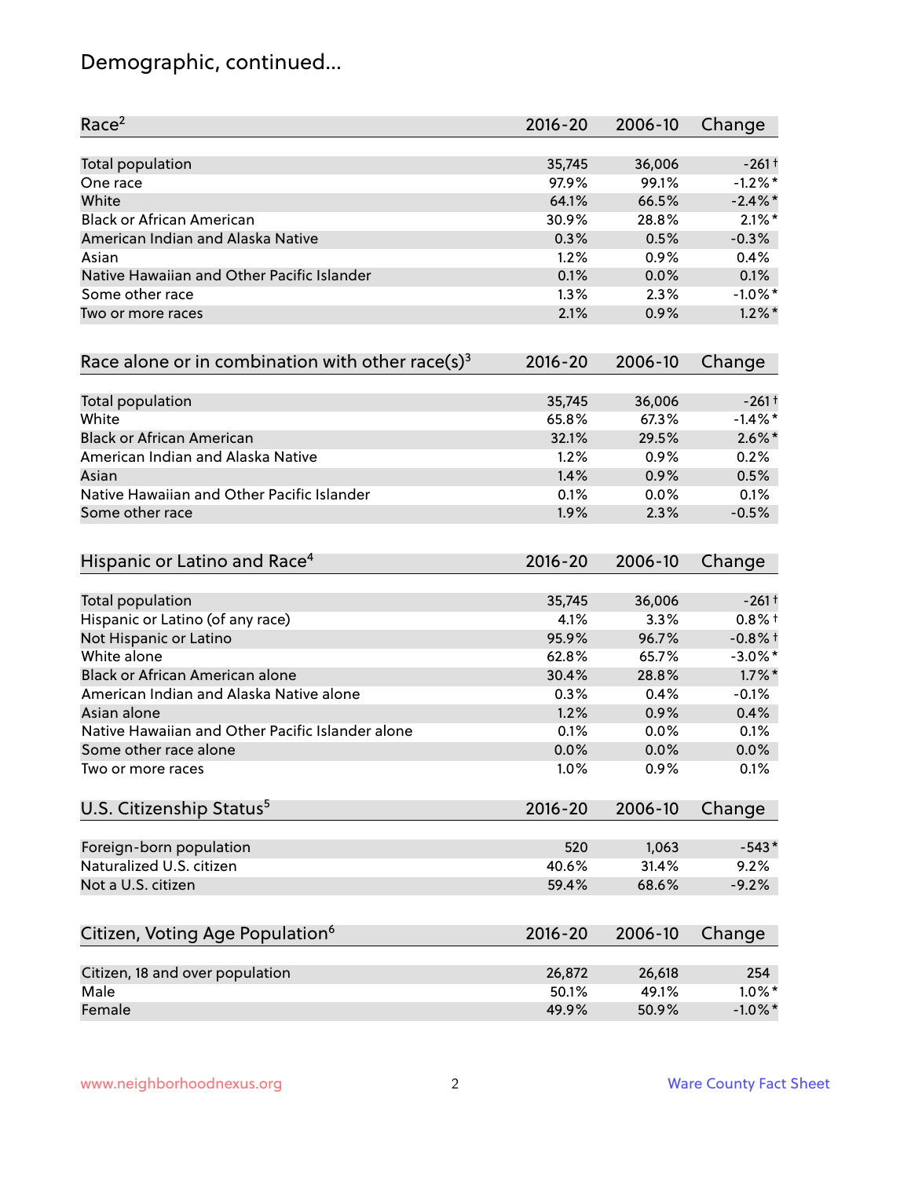# Demographic, continued...

| Race[2] | 2016-20 | 2006-10 | Change |
|---|---|---|---|
| Total population | 35,745 | 36,006 | -261 † |
| One race | 97.9% | 99.1% | -1.2% * |
| White | 64.1% | 66.5% | -2.4% * |
| Black or African American | 30.9% | 28.8% | 2.1% * |
| American Indian and Alaska Native | 0.3% | 0.5% | -0.3% |
| Asian | 1.2% | 0.9% | 0.4% |
| Native Hawaiian and Other Pacific Islander | 0.1% | 0.0% | 0.1% |
| Some other race | 1.3% | 2.3% | -1.0% * |
| Two or more races | 2.1% | 0.9% | 1.2% * |

| Race alone or in combination with other race(s)[3] | 2016-20 | 2006-10 | Change |
|---|---|---|---|
| Total population | 35,745 | 36,006 | -261 † |
| White | 65.8% | 67.3% | -1.4% * |
| Black or African American | 32.1% | 29.5% | 2.6% * |
| American Indian and Alaska Native | 1.2% | 0.9% | 0.2% |
| Asian | 1.4% | 0.9% | 0.5% |
| Native Hawaiian and Other Pacific Islander | 0.1% | 0.0% | 0.1% |
| Some other race | 1.9% | 2.3% | -0.5% |

| Hispanic or Latino and Race[4] | 2016-20 | 2006-10 | Change |
|---|---|---|---|
| Total population | 35,745 | 36,006 | -261 † |
| Hispanic or Latino (of any race) | 4.1% | 3.3% | 0.8% † |
| Not Hispanic or Latino | 95.9% | 96.7% | -0.8% † |
| White alone | 62.8% | 65.7% | -3.0% * |
| Black or African American alone | 30.4% | 28.8% | 1.7% * |
| American Indian and Alaska Native alone | 0.3% | 0.4% | -0.1% |
| Asian alone | 1.2% | 0.9% | 0.4% |
| Native Hawaiian and Other Pacific Islander alone | 0.1% | 0.0% | 0.1% |
| Some other race alone | 0.0% | 0.0% | 0.0% |
| Two or more races | 1.0% | 0.9% | 0.1% |

| U.S. Citizenship Status[5] | 2016-20 | 2006-10 | Change |
|---|---|---|---|
| Foreign-born population | 520 | 1,063 | -543 * |
| Naturalized U.S. citizen | 40.6% | 31.4% | 9.2% |
| Not a U.S. citizen | 59.4% | 68.6% | -9.2% |

| Citizen, Voting Age Population[6] | 2016-20 | 2006-10 | Change |
|---|---|---|---|
| Citizen, 18 and over population | 26,872 | 26,618 | 254 |
| Male | 50.1% | 49.1% | 1.0% * |
| Female | 49.9% | 50.9% | -1.0% * |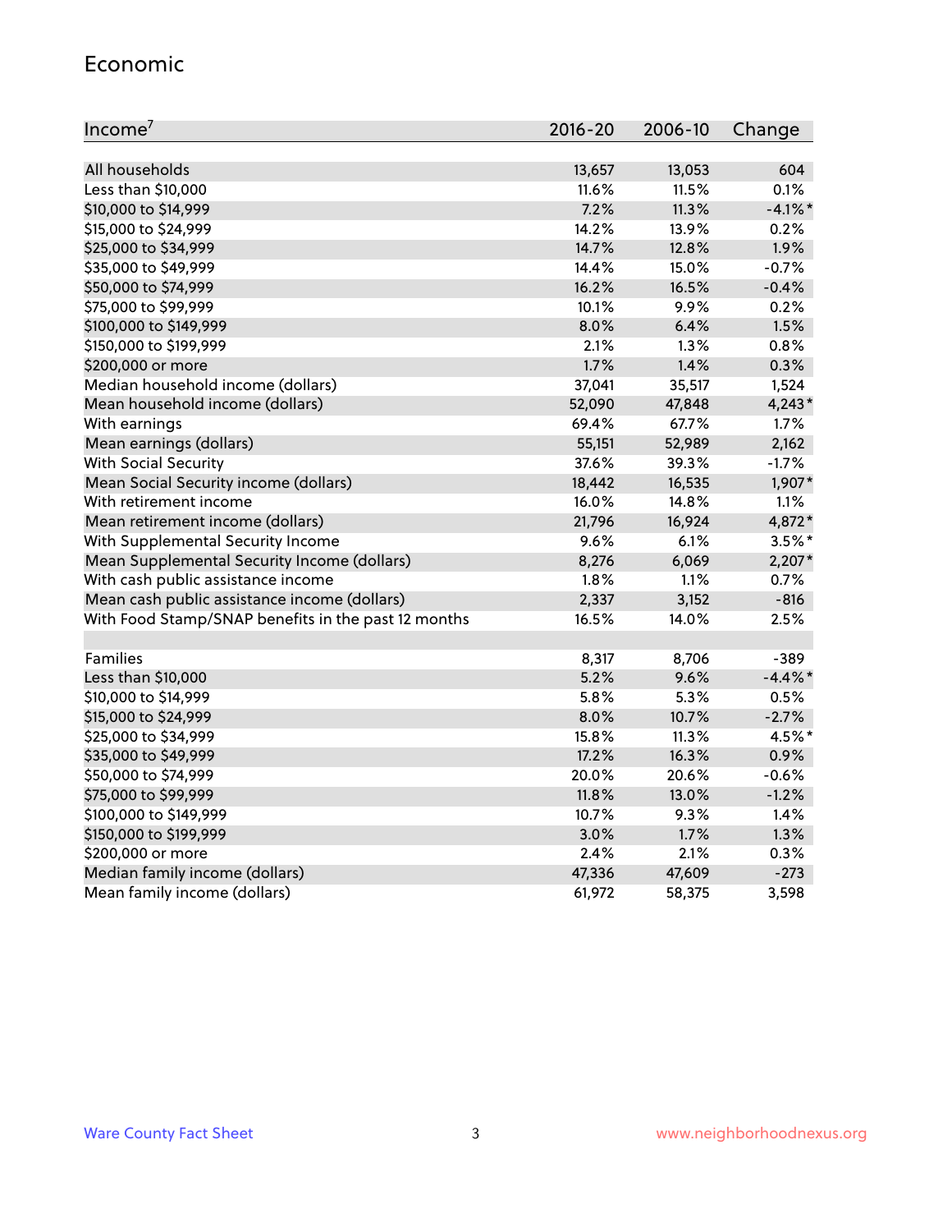## Economic

| Income[7] | 2016-20 | 2006-10 | Change |
|---|---|---|---|
| All households | 13,657 | 13,053 | 604 |
| Less than $10,000 | 11.6% | 11.5% | 0.1% |
| $10,000 to $14,999 | 7.2% | 11.3% | -4.1%* |
| $15,000 to $24,999 | 14.2% | 13.9% | 0.2% |
| $25,000 to $34,999 | 14.7% | 12.8% | 1.9% |
| $35,000 to $49,999 | 14.4% | 15.0% | -0.7% |
| $50,000 to $74,999 | 16.2% | 16.5% | -0.4% |
| $75,000 to $99,999 | 10.1% | 9.9% | 0.2% |
| $100,000 to $149,999 | 8.0% | 6.4% | 1.5% |
| $150,000 to $199,999 | 2.1% | 1.3% | 0.8% |
| $200,000 or more | 1.7% | 1.4% | 0.3% |
| Median household income (dollars) | 37,041 | 35,517 | 1,524 |
| Mean household income (dollars) | 52,090 | 47,848 | 4,243* |
| With earnings | 69.4% | 67.7% | 1.7% |
| Mean earnings (dollars) | 55,151 | 52,989 | 2,162 |
| With Social Security | 37.6% | 39.3% | -1.7% |
| Mean Social Security income (dollars) | 18,442 | 16,535 | 1,907* |
| With retirement income | 16.0% | 14.8% | 1.1% |
| Mean retirement income (dollars) | 21,796 | 16,924 | 4,872* |
| With Supplemental Security Income | 9.6% | 6.1% | 3.5%* |
| Mean Supplemental Security Income (dollars) | 8,276 | 6,069 | 2,207* |
| With cash public assistance income | 1.8% | 1.1% | 0.7% |
| Mean cash public assistance income (dollars) | 2,337 | 3,152 | -816 |
| With Food Stamp/SNAP benefits in the past 12 months | 16.5% | 14.0% | 2.5% |
| | | | |
| Families | 8,317 | 8,706 | -389 |
| Less than $10,000 | 5.2% | 9.6% | -4.4%* |
| $10,000 to $14,999 | 5.8% | 5.3% | 0.5% |
| $15,000 to $24,999 | 8.0% | 10.7% | -2.7% |
| $25,000 to $34,999 | 15.8% | 11.3% | 4.5%* |
| $35,000 to $49,999 | 17.2% | 16.3% | 0.9% |
| $50,000 to $74,999 | 20.0% | 20.6% | -0.6% |
| $75,000 to $99,999 | 11.8% | 13.0% | -1.2% |
| $100,000 to $149,999 | 10.7% | 9.3% | 1.4% |
| $150,000 to $199,999 | 3.0% | 1.7% | 1.3% |
| $200,000 or more | 2.4% | 2.1% | 0.3% |
| Median family income (dollars) | 47,336 | 47,609 | -273 |
| Mean family income (dollars) | 61,972 | 58,375 | 3,598 |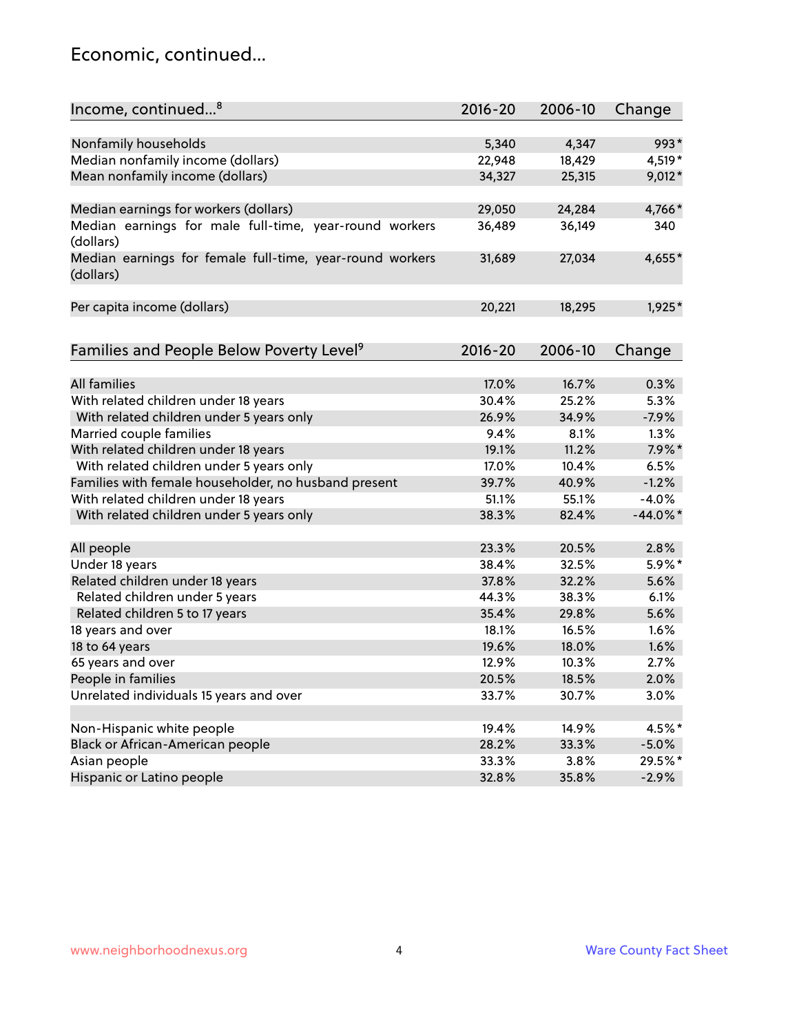# Economic, continued...

| Income, continued...[8] | 2016-20 | 2006-10 | Change |
|---|---|---|---|
| Nonfamily households | 5,340 | 4,347 | 993* |
| Median nonfamily income (dollars) | 22,948 | 18,429 | 4,519* |
| Mean nonfamily income (dollars) | 34,327 | 25,315 | 9,012* |
| Median earnings for workers (dollars) | 29,050 | 24,284 | 4,766* |
| Median earnings for male full-time, year-round workers (dollars) | 36,489 | 36,149 | 340 |
| Median earnings for female full-time, year-round workers (dollars) | 31,689 | 27,034 | 4,655* |
| Per capita income (dollars) | 20,221 | 18,295 | 1,925* |

| Families and People Below Poverty Level[9] | 2016-20 | 2006-10 | Change |
|---|---|---|---|
| All families | 17.0% | 16.7% | 0.3% |
| With related children under 18 years | 30.4% | 25.2% | 5.3% |
| With related children under 5 years only | 26.9% | 34.9% | -7.9% |
| Married couple families | 9.4% | 8.1% | 1.3% |
| With related children under 18 years | 19.1% | 11.2% | 7.9%* |
| With related children under 5 years only | 17.0% | 10.4% | 6.5% |
| Families with female householder, no husband present | 39.7% | 40.9% | -1.2% |
| With related children under 18 years | 51.1% | 55.1% | -4.0% |
| With related children under 5 years only | 38.3% | 82.4% | -44.0%* |
| All people | 23.3% | 20.5% | 2.8% |
| Under 18 years | 38.4% | 32.5% | 5.9%* |
| Related children under 18 years | 37.8% | 32.2% | 5.6% |
| Related children under 5 years | 44.3% | 38.3% | 6.1% |
| Related children 5 to 17 years | 35.4% | 29.8% | 5.6% |
| 18 years and over | 18.1% | 16.5% | 1.6% |
| 18 to 64 years | 19.6% | 18.0% | 1.6% |
| 65 years and over | 12.9% | 10.3% | 2.7% |
| People in families | 20.5% | 18.5% | 2.0% |
| Unrelated individuals 15 years and over | 33.7% | 30.7% | 3.0% |
| Non-Hispanic white people | 19.4% | 14.9% | 4.5%* |
| Black or African-American people | 28.2% | 33.3% | -5.0% |
| Asian people | 33.3% | 3.8% | 29.5%* |
| Hispanic or Latino people | 32.8% | 35.8% | -2.9% |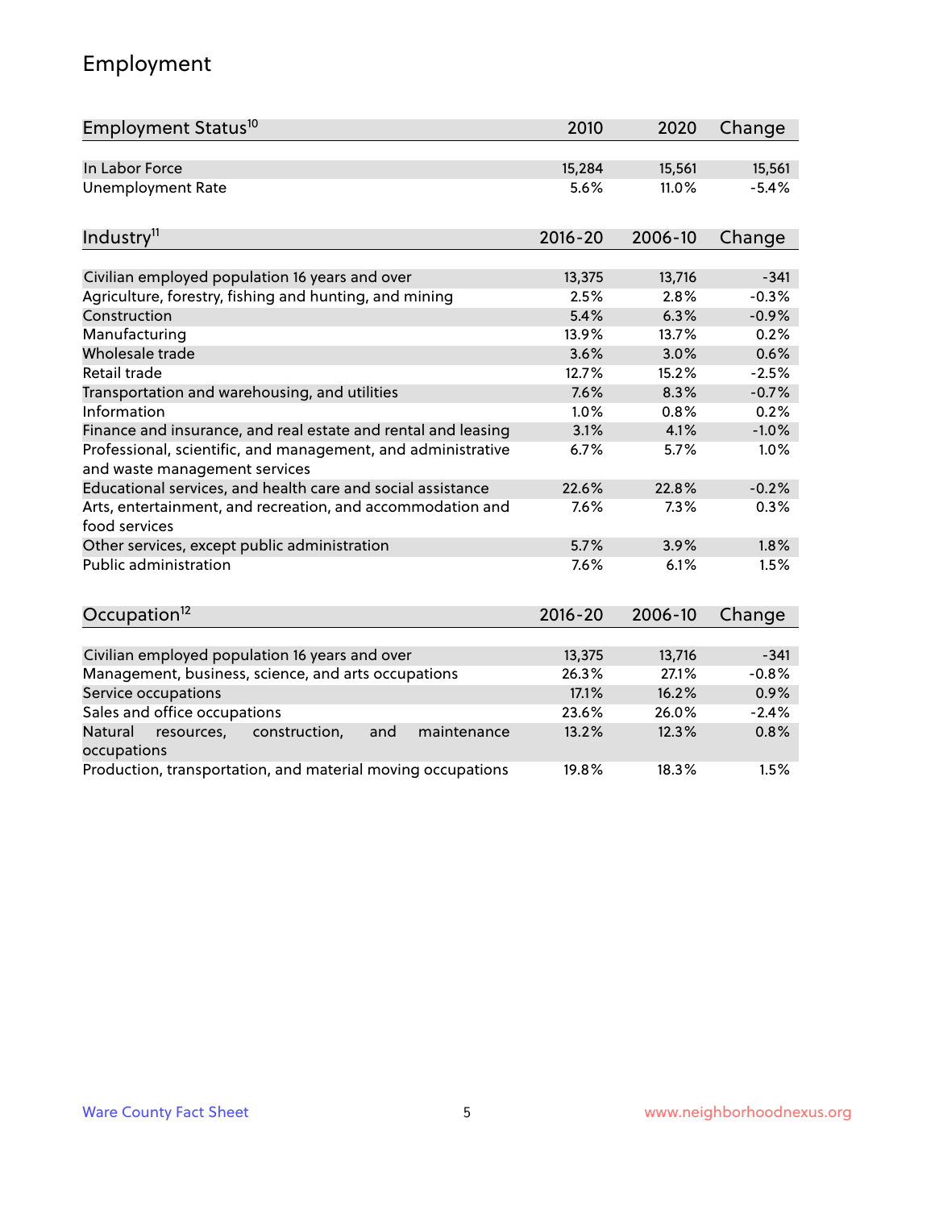# Employment

| Employment Status[10] | 2010 | 2020 | Change |
|---|---|---|---|
| In Labor Force | 15,284 | 15,561 | 15,561 |
| Unemployment Rate | 5.6% | 11.0% | -5.4% |

| Industry[11] | 2016-20 | 2006-10 | Change |
|---|---|---|---|
| Civilian employed population 16 years and over | 13,375 | 13,716 | -341 |
| Agriculture, forestry, fishing and hunting, and mining | 2.5% | 2.8% | -0.3% |
| Construction | 5.4% | 6.3% | -0.9% |
| Manufacturing | 13.9% | 13.7% | 0.2% |
| Wholesale trade | 3.6% | 3.0% | 0.6% |
| Retail trade | 12.7% | 15.2% | -2.5% |
| Transportation and warehousing, and utilities | 7.6% | 8.3% | -0.7% |
| Information | 1.0% | 0.8% | 0.2% |
| Finance and insurance, and real estate and rental and leasing | 3.1% | 4.1% | -1.0% |
| Professional, scientific, and management, and administrative and waste management services | 6.7% | 5.7% | 1.0% |
| Educational services, and health care and social assistance | 22.6% | 22.8% | -0.2% |
| Arts, entertainment, and recreation, and accommodation and food services | 7.6% | 7.3% | 0.3% |
| Other services, except public administration | 5.7% | 3.9% | 1.8% |
| Public administration | 7.6% | 6.1% | 1.5% |

| Occupation[12] | 2016-20 | 2006-10 | Change |
|---|---|---|---|
| Civilian employed population 16 years and over | 13,375 | 13,716 | -341 |
| Management, business, science, and arts occupations | 26.3% | 27.1% | -0.8% |
| Service occupations | 17.1% | 16.2% | 0.9% |
| Sales and office occupations | 23.6% | 26.0% | -2.4% |
| Natural resources, construction, and maintenance occupations | 13.2% | 12.3% | 0.8% |
| Production, transportation, and material moving occupations | 19.8% | 18.3% | 1.5% |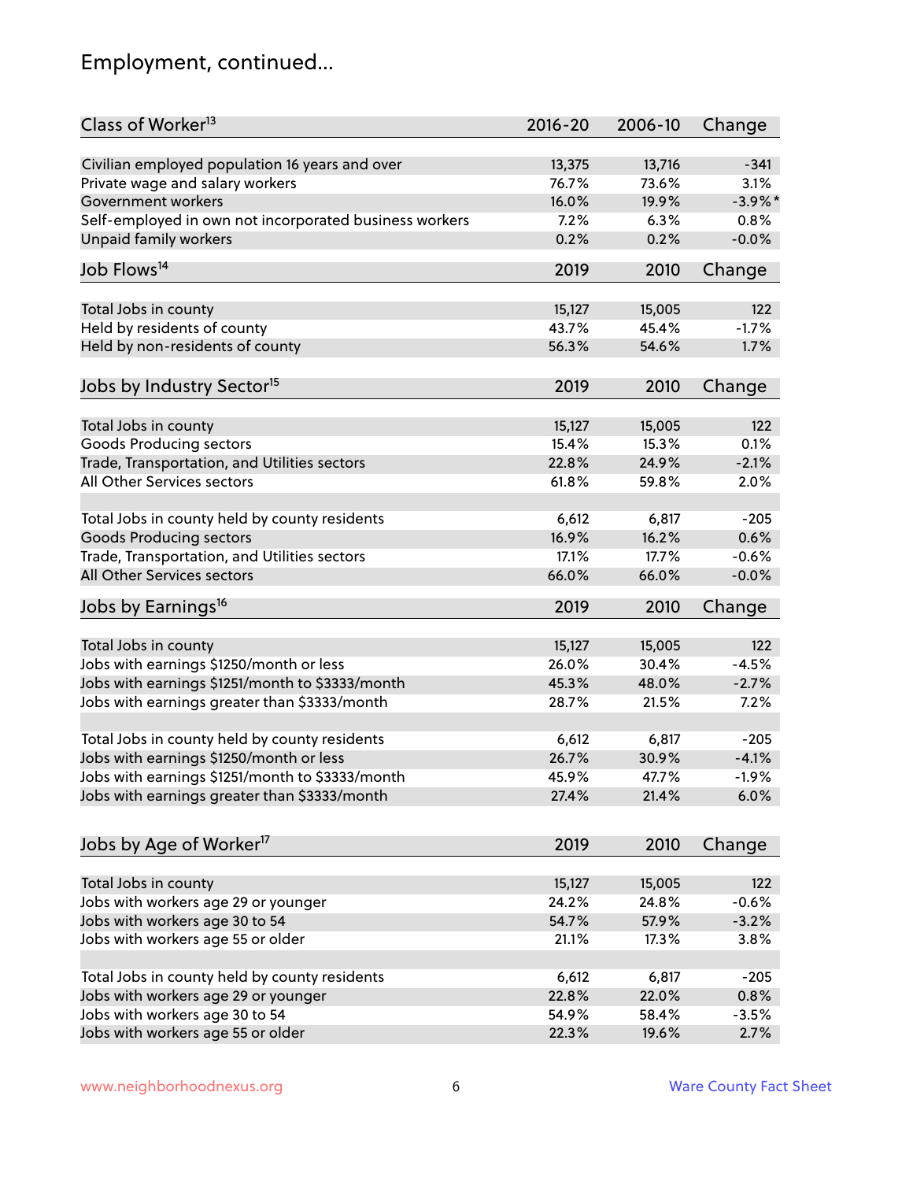## Employment, continued...

| Class of Worker[13] | 2016-20 | 2006-10 | Change |
|---|---|---|---|
| Civilian employed population 16 years and over | 13,375 | 13,716 | -341 |
| Private wage and salary workers | 76.7% | 73.6% | 3.1% |
| Government workers | 16.0% | 19.9% | -3.9%* |
| Self-employed in own not incorporated business workers | 7.2% | 6.3% | 0.8% |
| Unpaid family workers | 0.2% | 0.2% | -0.0% |

| Job Flows[14] | 2019 | 2010 | Change |
|---|---|---|---|
| Total Jobs in county | 15,127 | 15,005 | 122 |
| Held by residents of county | 43.7% | 45.4% | -1.7% |
| Held by non-residents of county | 56.3% | 54.6% | 1.7% |

| Jobs by Industry Sector[15] | 2019 | 2010 | Change |
|---|---|---|---|
| Total Jobs in county | 15,127 | 15,005 | 122 |
| Goods Producing sectors | 15.4% | 15.3% | 0.1% |
| Trade, Transportation, and Utilities sectors | 22.8% | 24.9% | -2.1% |
| All Other Services sectors | 61.8% | 59.8% | 2.0% |
| | | | |
| Total Jobs in county held by county residents | 6,612 | 6,817 | -205 |
| Goods Producing sectors | 16.9% | 16.2% | 0.6% |
| Trade, Transportation, and Utilities sectors | 17.1% | 17.7% | -0.6% |
| All Other Services sectors | 66.0% | 66.0% | -0.0% |

| Jobs by Earnings[16] | 2019 | 2010 | Change |
|---|---|---|---|
| Total Jobs in county | 15,127 | 15,005 | 122 |
| Jobs with earnings $1250/month or less | 26.0% | 30.4% | -4.5% |
| Jobs with earnings $1251/month to $3333/month | 45.3% | 48.0% | -2.7% |
| Jobs with earnings greater than $3333/month | 28.7% | 21.5% | 7.2% |
| | | | |
| Total Jobs in county held by county residents | 6,612 | 6,817 | -205 |
| Jobs with earnings $1250/month or less | 26.7% | 30.9% | -4.1% |
| Jobs with earnings $1251/month to $3333/month | 45.9% | 47.7% | -1.9% |
| Jobs with earnings greater than $3333/month | 27.4% | 21.4% | 6.0% |

| Jobs by Age of Worker[17] | 2019 | 2010 | Change |
|---|---|---|---|
| Total Jobs in county | 15,127 | 15,005 | 122 |
| Jobs with workers age 29 or younger | 24.2% | 24.8% | -0.6% |
| Jobs with workers age 30 to 54 | 54.7% | 57.9% | -3.2% |
| Jobs with workers age 55 or older | 21.1% | 17.3% | 3.8% |
| | | | |
| Total Jobs in county held by county residents | 6,612 | 6,817 | -205 |
| Jobs with workers age 29 or younger | 22.8% | 22.0% | 0.8% |
| Jobs with workers age 30 to 54 | 54.9% | 58.4% | -3.5% |
| Jobs with workers age 55 or older | 22.3% | 19.6% | 2.7% |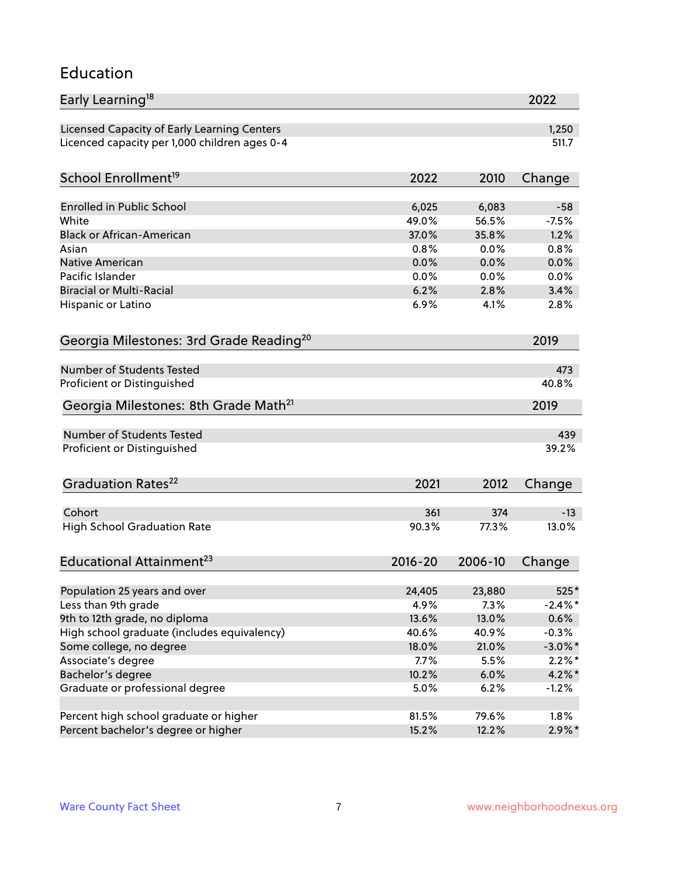## Education

| Early Learning[18] | 2022 |
|---|---|
| Licensed Capacity of Early Learning Centers | 1,250 |
| Licenced capacity per 1,000 children ages 0-4 | 511.7 |

| School Enrollment[19] | 2022 | 2010 | Change |
|---|---|---|---|
| Enrolled in Public School | 6,025 | 6,083 | -58 |
| White | 49.0% | 56.5% | -7.5% |
| Black or African-American | 37.0% | 35.8% | 1.2% |
| Asian | 0.8% | 0.0% | 0.8% |
| Native American | 0.0% | 0.0% | 0.0% |
| Pacific Islander | 0.0% | 0.0% | 0.0% |
| Biracial or Multi-Racial | 6.2% | 2.8% | 3.4% |
| Hispanic or Latino | 6.9% | 4.1% | 2.8% |

| Georgia Milestones: 3rd Grade Reading[20] | 2019 |
|---|---|
| Number of Students Tested | 473 |
| Proficient or Distinguished | 40.8% |

| Georgia Milestones: 8th Grade Math[21] | 2019 |
|---|---|
| Number of Students Tested | 439 |
| Proficient or Distinguished | 39.2% |

| Graduation Rates[22] | 2021 | 2012 | Change |
|---|---|---|---|
| Cohort | 361 | 374 | -13 |
| High School Graduation Rate | 90.3% | 77.3% | 13.0% |

| Educational Attainment[23] | 2016-20 | 2006-10 | Change |
|---|---|---|---|
| Population 25 years and over | 24,405 | 23,880 | 525* |
| Less than 9th grade | 4.9% | 7.3% | -2.4%* |
| 9th to 12th grade, no diploma | 13.6% | 13.0% | 0.6% |
| High school graduate (includes equivalency) | 40.6% | 40.9% | -0.3% |
| Some college, no degree | 18.0% | 21.0% | -3.0%* |
| Associate's degree | 7.7% | 5.5% | 2.2%* |
| Bachelor's degree | 10.2% | 6.0% | 4.2%* |
| Graduate or professional degree | 5.0% | 6.2% | -1.2% |
| | | | |
| Percent high school graduate or higher | 81.5% | 79.6% | 1.8% |
| Percent bachelor's degree or higher | 15.2% | 12.2% | 2.9%* |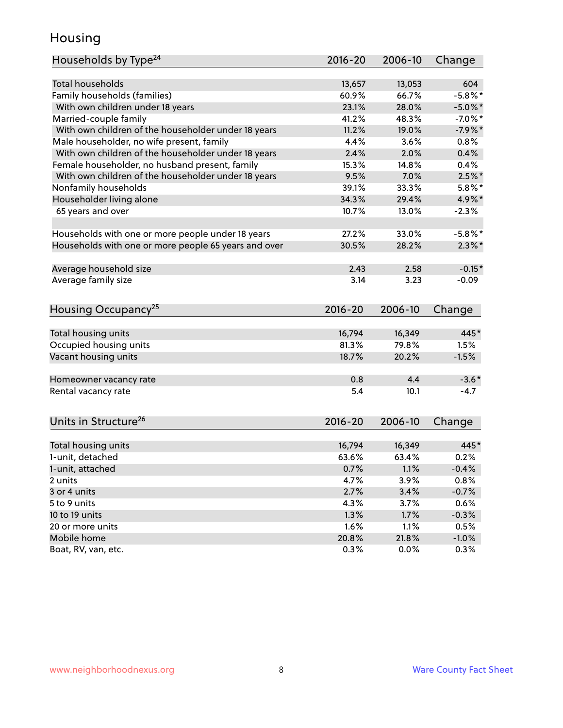# Housing

| Households by Type[24] | 2016-20 | 2006-10 | Change |
|---|---|---|---|
| Total households | 13,657 | 13,053 | 604 |
| Family households (families) | 60.9% | 66.7% | -5.8%* |
| With own children under 18 years | 23.1% | 28.0% | -5.0%* |
| Married-couple family | 41.2% | 48.3% | -7.0%* |
| With own children of the householder under 18 years | 11.2% | 19.0% | -7.9%* |
| Male householder, no wife present, family | 4.4% | 3.6% | 0.8% |
| With own children of the householder under 18 years | 2.4% | 2.0% | 0.4% |
| Female householder, no husband present, family | 15.3% | 14.8% | 0.4% |
| With own children of the householder under 18 years | 9.5% | 7.0% | 2.5%* |
| Nonfamily households | 39.1% | 33.3% | 5.8%* |
| Householder living alone | 34.3% | 29.4% | 4.9%* |
| 65 years and over | 10.7% | 13.0% | -2.3% |
| | | | |
| Households with one or more people under 18 years | 27.2% | 33.0% | -5.8%* |
| Households with one or more people 65 years and over | 30.5% | 28.2% | 2.3%* |
| | | | |
| Average household size | 2.43 | 2.58 | -0.15* |
| Average family size | 3.14 | 3.23 | -0.09 |

| Housing Occupancy[25] | 2016-20 | 2006-10 | Change |
|---|---|---|---|
| Total housing units | 16,794 | 16,349 | 445* |
| Occupied housing units | 81.3% | 79.8% | 1.5% |
| Vacant housing units | 18.7% | 20.2% | -1.5% |
| | | | |
| Homeowner vacancy rate | 0.8 | 4.4 | -3.6* |
| Rental vacancy rate | 5.4 | 10.1 | -4.7 |

| Units in Structure[26] | 2016-20 | 2006-10 | Change |
|---|---|---|---|
| Total housing units | 16,794 | 16,349 | 445* |
| 1-unit, detached | 63.6% | 63.4% | 0.2% |
| 1-unit, attached | 0.7% | 1.1% | -0.4% |
| 2 units | 4.7% | 3.9% | 0.8% |
| 3 or 4 units | 2.7% | 3.4% | -0.7% |
| 5 to 9 units | 4.3% | 3.7% | 0.6% |
| 10 to 19 units | 1.3% | 1.7% | -0.3% |
| 20 or more units | 1.6% | 1.1% | 0.5% |
| Mobile home | 20.8% | 21.8% | -1.0% |
| Boat, RV, van, etc. | 0.3% | 0.0% | 0.3% |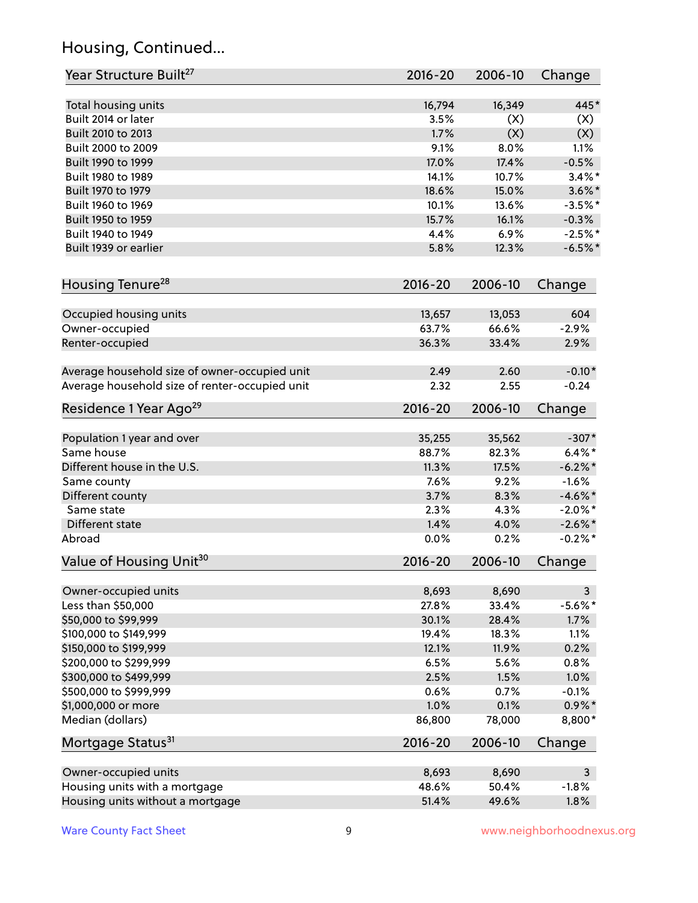## Housing, Continued...

| Year Structure Built[27] | 2016-20 | 2006-10 | Change |
|---|---|---|---|
| Total housing units | 16,794 | 16,349 | 445* |
| Built 2014 or later | 3.5% | (X) | (X) |
| Built 2010 to 2013 | 1.7% | (X) | (X) |
| Built 2000 to 2009 | 9.1% | 8.0% | 1.1% |
| Built 1990 to 1999 | 17.0% | 17.4% | -0.5% |
| Built 1980 to 1989 | 14.1% | 10.7% | 3.4%* |
| Built 1970 to 1979 | 18.6% | 15.0% | 3.6%* |
| Built 1960 to 1969 | 10.1% | 13.6% | -3.5%* |
| Built 1950 to 1959 | 15.7% | 16.1% | -0.3% |
| Built 1940 to 1949 | 4.4% | 6.9% | -2.5%* |
| Built 1939 or earlier | 5.8% | 12.3% | -6.5%* |

| Housing Tenure[28] | 2016-20 | 2006-10 | Change |
|---|---|---|---|
| Occupied housing units | 13,657 | 13,053 | 604 |
| Owner-occupied | 63.7% | 66.6% | -2.9% |
| Renter-occupied | 36.3% | 33.4% | 2.9% |
| Average household size of owner-occupied unit | 2.49 | 2.60 | -0.10* |
| Average household size of renter-occupied unit | 2.32 | 2.55 | -0.24 |

| Residence 1 Year Ago[29] | 2016-20 | 2006-10 | Change |
|---|---|---|---|
| Population 1 year and over | 35,255 | 35,562 | -307* |
| Same house | 88.7% | 82.3% | 6.4%* |
| Different house in the U.S. | 11.3% | 17.5% | -6.2%* |
| Same county | 7.6% | 9.2% | -1.6% |
| Different county | 3.7% | 8.3% | -4.6%* |
| Same state | 2.3% | 4.3% | -2.0%* |
| Different state | 1.4% | 4.0% | -2.6%* |
| Abroad | 0.0% | 0.2% | -0.2%* |

| Value of Housing Unit[30] | 2016-20 | 2006-10 | Change |
|---|---|---|---|
| Owner-occupied units | 8,693 | 8,690 | 3 |
| Less than $50,000 | 27.8% | 33.4% | -5.6%* |
| $50,000 to $99,999 | 30.1% | 28.4% | 1.7% |
| $100,000 to $149,999 | 19.4% | 18.3% | 1.1% |
| $150,000 to $199,999 | 12.1% | 11.9% | 0.2% |
| $200,000 to $299,999 | 6.5% | 5.6% | 0.8% |
| $300,000 to $499,999 | 2.5% | 1.5% | 1.0% |
| $500,000 to $999,999 | 0.6% | 0.7% | -0.1% |
| $1,000,000 or more | 1.0% | 0.1% | 0.9%* |
| Median (dollars) | 86,800 | 78,000 | 8,800* |

| Mortgage Status[31] | 2016-20 | 2006-10 | Change |
|---|---|---|---|
| Owner-occupied units | 8,693 | 8,690 | 3 |
| Housing units with a mortgage | 48.6% | 50.4% | -1.8% |
| Housing units without a mortgage | 51.4% | 49.6% | 1.8% |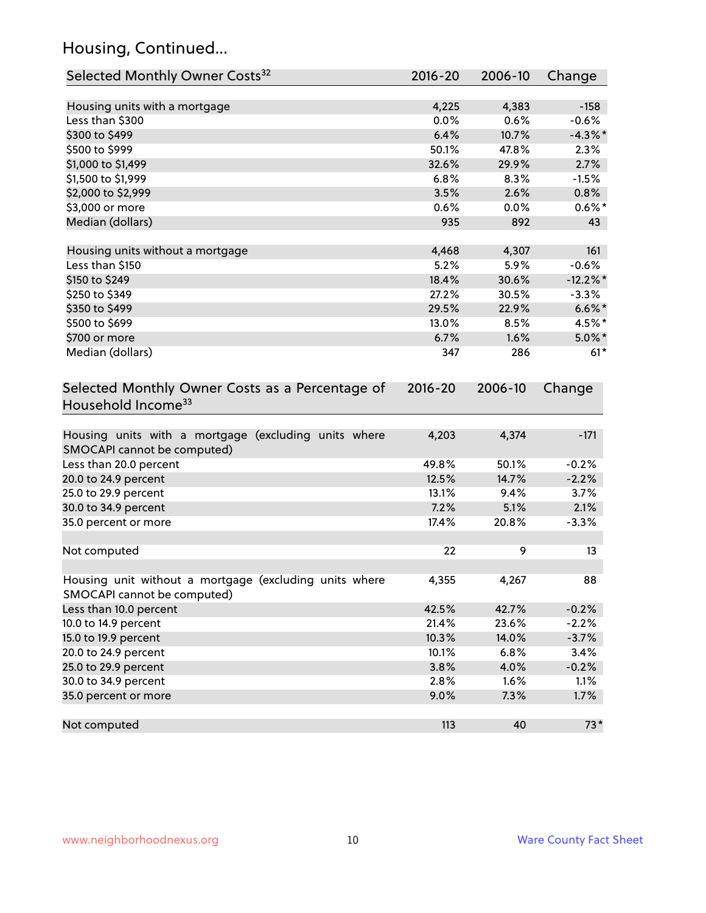## Housing, Continued...

| Selected Monthly Owner Costs[32] | 2016-20 | 2006-10 | Change |
|---|---|---|---|
| Housing units with a mortgage | 4,225 | 4,383 | -158 |
| Less than $300 | 0.0% | 0.6% | -0.6% |
| $300 to $499 | 6.4% | 10.7% | -4.3%* |
| $500 to $999 | 50.1% | 47.8% | 2.3% |
| $1,000 to $1,499 | 32.6% | 29.9% | 2.7% |
| $1,500 to $1,999 | 6.8% | 8.3% | -1.5% |
| $2,000 to $2,999 | 3.5% | 2.6% | 0.8% |
| $3,000 or more | 0.6% | 0.0% | 0.6%* |
| Median (dollars) | 935 | 892 | 43 |
| | | | |
| Housing units without a mortgage | 4,468 | 4,307 | 161 |
| Less than $150 | 5.2% | 5.9% | -0.6% |
| $150 to $249 | 18.4% | 30.6% | -12.2%* |
| $250 to $349 | 27.2% | 30.5% | -3.3% |
| $350 to $499 | 29.5% | 22.9% | 6.6%* |
| $500 to $699 | 13.0% | 8.5% | 4.5%* |
| $700 or more | 6.7% | 1.6% | 5.0%* |
| Median (dollars) | 347 | 286 | 61* |

| Selected Monthly Owner Costs as a Percentage of Household Income[33] | 2016-20 | 2006-10 | Change |
|---|---|---|---|
| Housing units with a mortgage (excluding units where SMOCAPI cannot be computed) | 4,203 | 4,374 | -171 |
| Less than 20.0 percent | 49.8% | 50.1% | -0.2% |
| 20.0 to 24.9 percent | 12.5% | 14.7% | -2.2% |
| 25.0 to 29.9 percent | 13.1% | 9.4% | 3.7% |
| 30.0 to 34.9 percent | 7.2% | 5.1% | 2.1% |
| 35.0 percent or more | 17.4% | 20.8% | -3.3% |
| | | | |
| Not computed | 22 | 9 | 13 |
| | | | |
| Housing unit without a mortgage (excluding units where SMOCAPI cannot be computed) | 4,355 | 4,267 | 88 |
| Less than 10.0 percent | 42.5% | 42.7% | -0.2% |
| 10.0 to 14.9 percent | 21.4% | 23.6% | -2.2% |
| 15.0 to 19.9 percent | 10.3% | 14.0% | -3.7% |
| 20.0 to 24.9 percent | 10.1% | 6.8% | 3.4% |
| 25.0 to 29.9 percent | 3.8% | 4.0% | -0.2% |
| 30.0 to 34.9 percent | 2.8% | 1.6% | 1.1% |
| 35.0 percent or more | 9.0% | 7.3% | 1.7% |
| | | | |
| Not computed | 113 | 40 | 73* |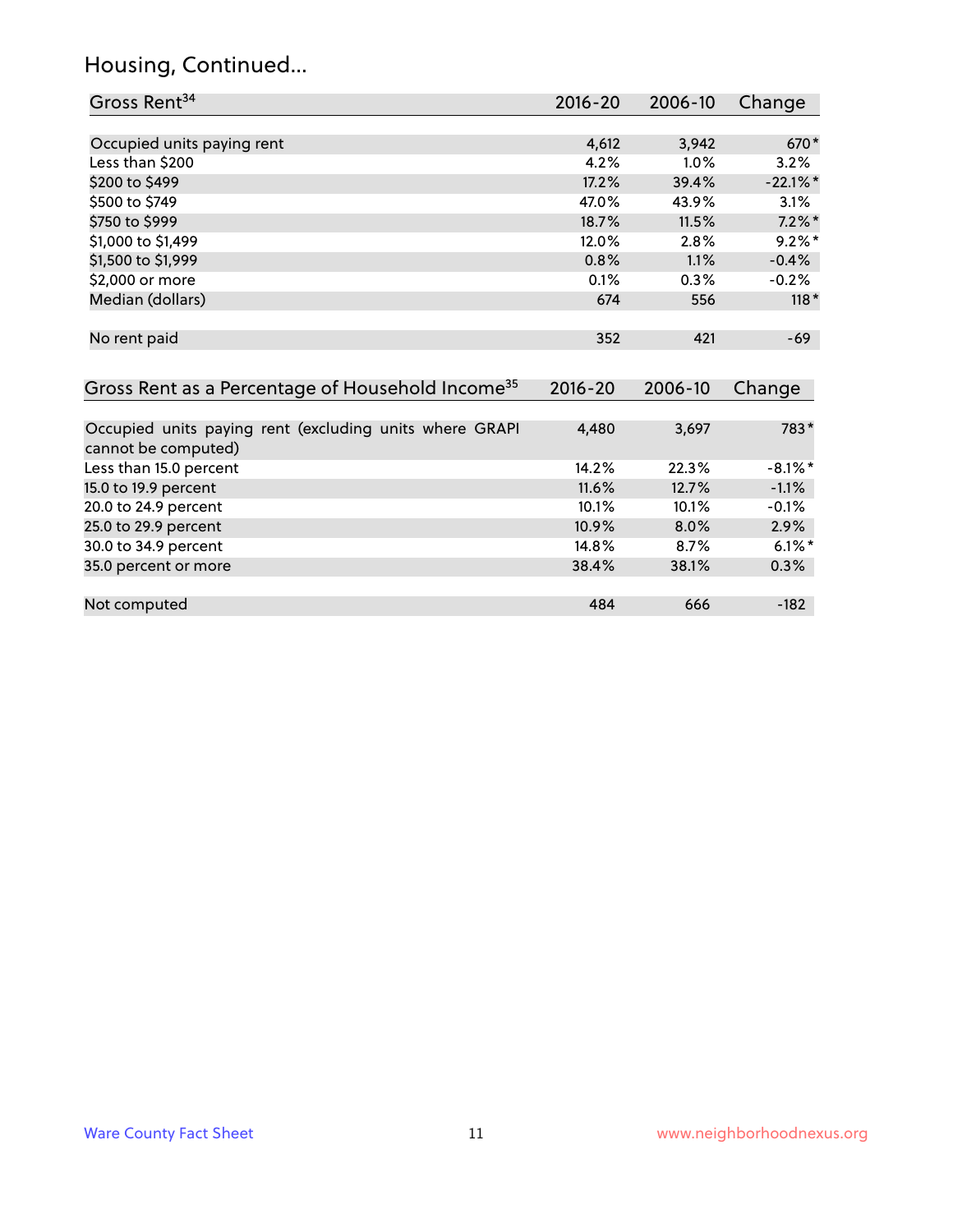## Housing, Continued...

| Gross Rent[34] | 2016-20 | 2006-10 | Change |
|---|---|---|---|
| Occupied units paying rent | 4,612 | 3,942 | 670* |
| Less than $200 | 4.2% | 1.0% | 3.2% |
| $200 to $499 | 17.2% | 39.4% | -22.1%* |
| $500 to $749 | 47.0% | 43.9% | 3.1% |
| $750 to $999 | 18.7% | 11.5% | 7.2%* |
| $1,000 to $1,499 | 12.0% | 2.8% | 9.2%* |
| $1,500 to $1,999 | 0.8% | 1.1% | -0.4% |
| $2,000 or more | 0.1% | 0.3% | -0.2% |
| Median (dollars) | 674 | 556 | 118* |
| No rent paid | 352 | 421 | -69 |

| Gross Rent as a Percentage of Household Income[35] | 2016-20 | 2006-10 | Change |
|---|---|---|---|
| Occupied units paying rent (excluding units where GRAPI cannot be computed) | 4,480 | 3,697 | 783* |
| Less than 15.0 percent | 14.2% | 22.3% | -8.1%* |
| 15.0 to 19.9 percent | 11.6% | 12.7% | -1.1% |
| 20.0 to 24.9 percent | 10.1% | 10.1% | -0.1% |
| 25.0 to 29.9 percent | 10.9% | 8.0% | 2.9% |
| 30.0 to 34.9 percent | 14.8% | 8.7% | 6.1%* |
| 35.0 percent or more | 38.4% | 38.1% | 0.3% |
| Not computed | 484 | 666 | -182 |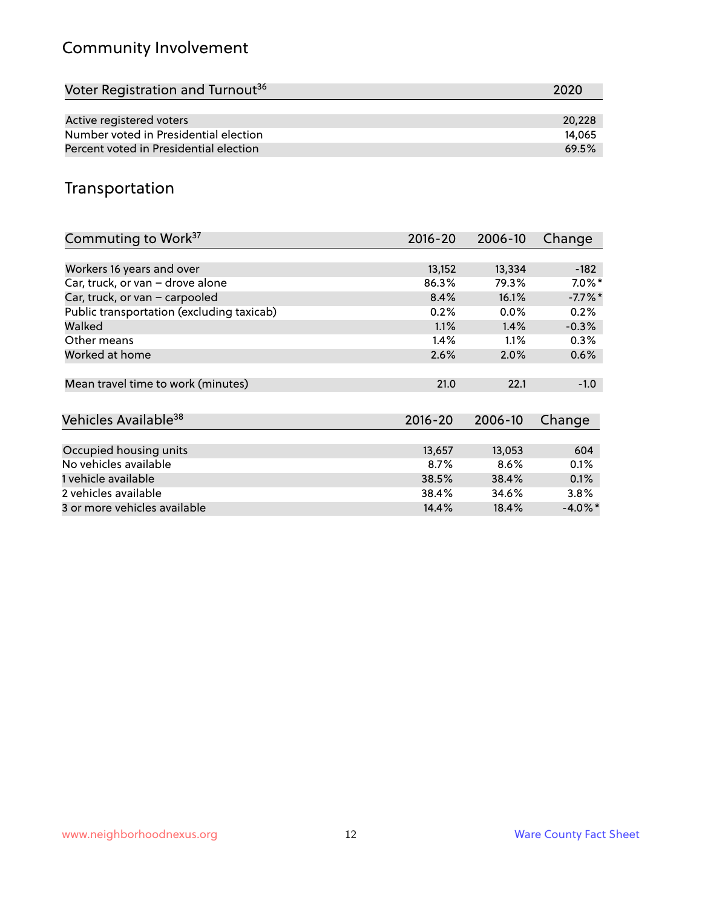## Community Involvement

| Voter Registration and Turnout[36] | 2020 |
|---|---|
| Active registered voters | 20,228 |
| Number voted in Presidential election | 14,065 |
| Percent voted in Presidential election | 69.5% |

## Transportation

| Commuting to Work[37] | 2016-20 | 2006-10 | Change |
|---|---|---|---|
| Workers 16 years and over | 13,152 | 13,334 | -182 |
| Car, truck, or van – drove alone | 86.3% | 79.3% | 7.0%* |
| Car, truck, or van – carpooled | 8.4% | 16.1% | -7.7%* |
| Public transportation (excluding taxicab) | 0.2% | 0.0% | 0.2% |
| Walked | 1.1% | 1.4% | -0.3% |
| Other means | 1.4% | 1.1% | 0.3% |
| Worked at home | 2.6% | 2.0% | 0.6% |
| Mean travel time to work (minutes) | 21.0 | 22.1 | -1.0 |

| Vehicles Available[38] | 2016-20 | 2006-10 | Change |
|---|---|---|---|
| Occupied housing units | 13,657 | 13,053 | 604 |
| No vehicles available | 8.7% | 8.6% | 0.1% |
| 1 vehicle available | 38.5% | 38.4% | 0.1% |
| 2 vehicles available | 38.4% | 34.6% | 3.8% |
| 3 or more vehicles available | 14.4% | 18.4% | -4.0%* |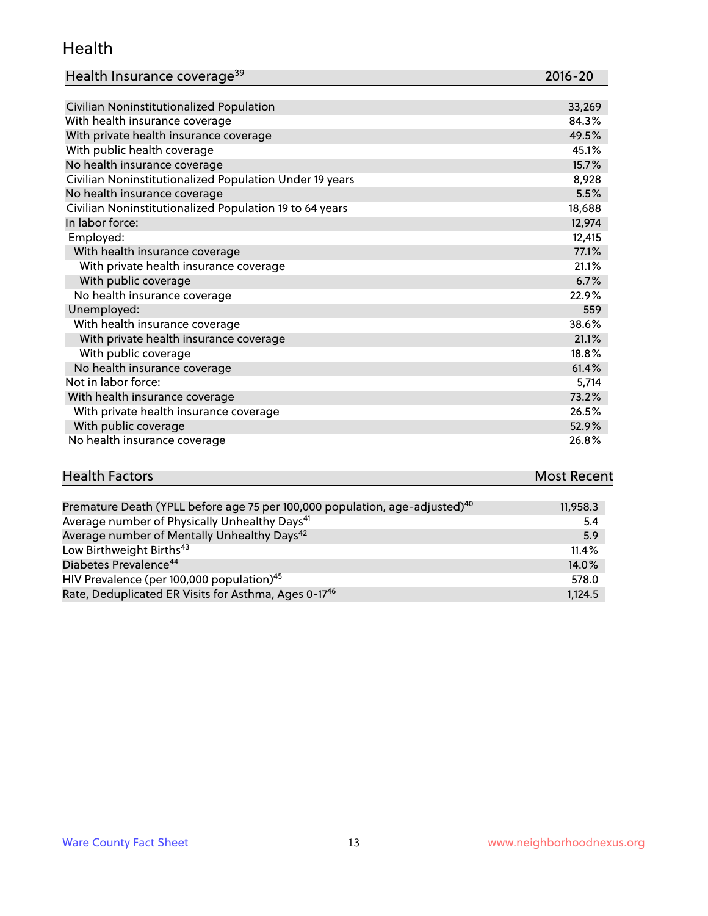# Health

| Health Insurance coverage[39] | 2016-20 |
|---|---|
| Civilian Noninstitutionalized Population | 33,269 |
| With health insurance coverage | 84.3% |
| With private health insurance coverage | 49.5% |
| With public health coverage | 45.1% |
| No health insurance coverage | 15.7% |
| Civilian Noninstitutionalized Population Under 19 years | 8,928 |
| No health insurance coverage | 5.5% |
| Civilian Noninstitutionalized Population 19 to 64 years | 18,688 |
| In labor force: | 12,974 |
| Employed: | 12,415 |
| With health insurance coverage | 77.1% |
| With private health insurance coverage | 21.1% |
| With public coverage | 6.7% |
| No health insurance coverage | 22.9% |
| Unemployed: | 559 |
| With health insurance coverage | 38.6% |
| With private health insurance coverage | 21.1% |
| With public coverage | 18.8% |
| No health insurance coverage | 61.4% |
| Not in labor force: | 5,714 |
| With health insurance coverage | 73.2% |
| With private health insurance coverage | 26.5% |
| With public coverage | 52.9% |
| No health insurance coverage | 26.8% |

| Health Factors | Most Recent |
|---|---|
| Premature Death (YPLL before age 75 per 100,000 population, age-adjusted)[40] | 11,958.3 |
| Average number of Physically Unhealthy Days[41] | 5.4 |
| Average number of Mentally Unhealthy Days[42] | 5.9 |
| Low Birthweight Births[43] | 11.4% |
| Diabetes Prevalence[44] | 14.0% |
| HIV Prevalence (per 100,000 population)[45] | 578.0 |
| Rate, Deduplicated ER Visits for Asthma, Ages 0-17[46] | 1,124.5 |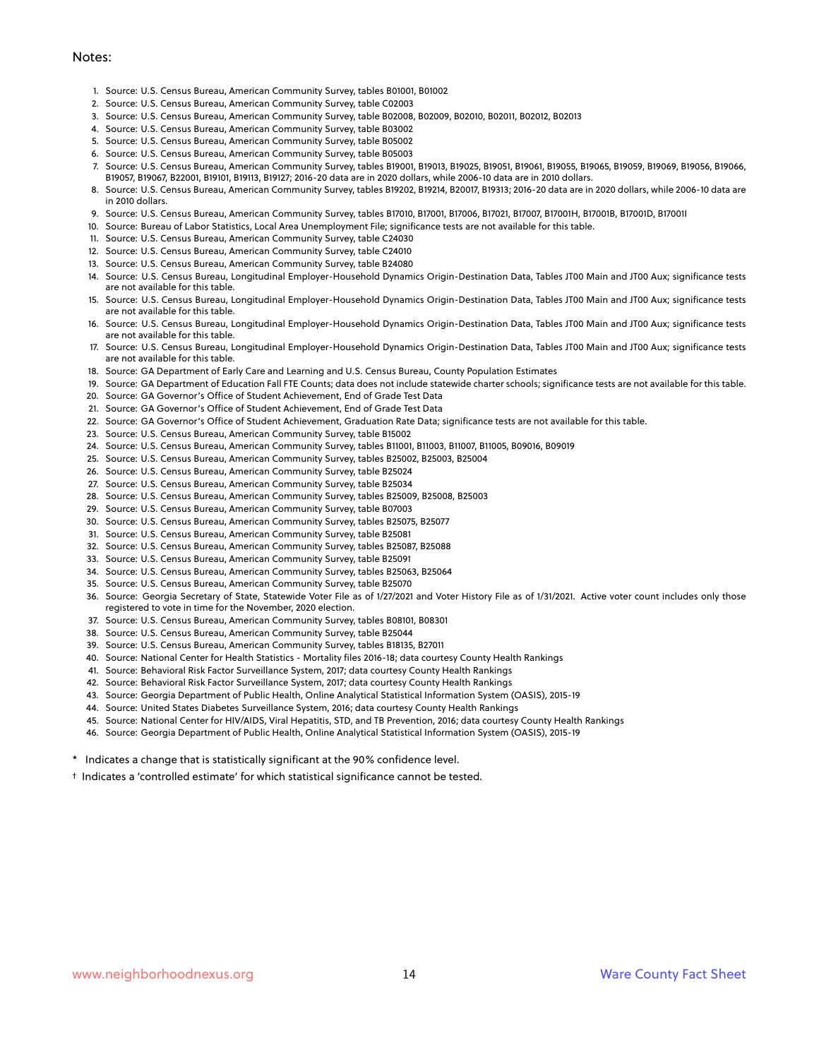Notes:

1. Source: U.S. Census Bureau, American Community Survey, tables B01001, B01002
2. Source: U.S. Census Bureau, American Community Survey, table C02003
3. Source: U.S. Census Bureau, American Community Survey, table B02008, B02009, B02010, B02011, B02012, B02013
4. Source: U.S. Census Bureau, American Community Survey, table B03002
5. Source: U.S. Census Bureau, American Community Survey, table B05002
6. Source: U.S. Census Bureau, American Community Survey, table B05003
7. Source: U.S. Census Bureau, American Community Survey, tables B19001, B19013, B19025, B19051, B19061, B19055, B19065, B19059, B19069, B19056, B19066, B19057, B19067, B22001, B19101, B19113, B19127; 2016-20 data are in 2020 dollars, while 2006-10 data are in 2010 dollars.
8. Source: U.S. Census Bureau, American Community Survey, tables B19202, B19214, B20017, B19313; 2016-20 data are in 2020 dollars, while 2006-10 data are in 2010 dollars.
9. Source: U.S. Census Bureau, American Community Survey, tables B17010, B17001, B17006, B17021, B17007, B17001H, B17001B, B17001D, B17001I
10. Source: Bureau of Labor Statistics, Local Area Unemployment File; significance tests are not available for this table.
11. Source: U.S. Census Bureau, American Community Survey, table C24030
12. Source: U.S. Census Bureau, American Community Survey, table C24010
13. Source: U.S. Census Bureau, American Community Survey, table B24080
14. Source: U.S. Census Bureau, Longitudinal Employer-Household Dynamics Origin-Destination Data, Tables JT00 Main and JT00 Aux; significance tests are not available for this table.
15. Source: U.S. Census Bureau, Longitudinal Employer-Household Dynamics Origin-Destination Data, Tables JT00 Main and JT00 Aux; significance tests are not available for this table.
16. Source: U.S. Census Bureau, Longitudinal Employer-Household Dynamics Origin-Destination Data, Tables JT00 Main and JT00 Aux; significance tests are not available for this table.
17. Source: U.S. Census Bureau, Longitudinal Employer-Household Dynamics Origin-Destination Data, Tables JT00 Main and JT00 Aux; significance tests are not available for this table.
18. Source: GA Department of Early Care and Learning and U.S. Census Bureau, County Population Estimates
19. Source: GA Department of Education Fall FTE Counts; data does not include statewide charter schools; significance tests are not available for this table.
20. Source: GA Governor's Office of Student Achievement, End of Grade Test Data
21. Source: GA Governor's Office of Student Achievement, End of Grade Test Data
22. Source: GA Governor's Office of Student Achievement, Graduation Rate Data; significance tests are not available for this table.
23. Source: U.S. Census Bureau, American Community Survey, table B15002
24. Source: U.S. Census Bureau, American Community Survey, tables B11001, B11003, B11007, B11005, B09016, B09019
25. Source: U.S. Census Bureau, American Community Survey, tables B25002, B25003, B25004
26. Source: U.S. Census Bureau, American Community Survey, table B25024
27. Source: U.S. Census Bureau, American Community Survey, table B25034
28. Source: U.S. Census Bureau, American Community Survey, tables B25009, B25008, B25003
29. Source: U.S. Census Bureau, American Community Survey, table B07003
30. Source: U.S. Census Bureau, American Community Survey, tables B25075, B25077
31. Source: U.S. Census Bureau, American Community Survey, table B25081
32. Source: U.S. Census Bureau, American Community Survey, tables B25087, B25088
33. Source: U.S. Census Bureau, American Community Survey, table B25091
34. Source: U.S. Census Bureau, American Community Survey, tables B25063, B25064
35. Source: U.S. Census Bureau, American Community Survey, table B25070
36. Source: Georgia Secretary of State, Statewide Voter File as of 1/27/2021 and Voter History File as of 1/31/2021. Active voter count includes only those registered to vote in time for the November, 2020 election.
37. Source: U.S. Census Bureau, American Community Survey, tables B08101, B08301
38. Source: U.S. Census Bureau, American Community Survey, table B25044
39. Source: U.S. Census Bureau, American Community Survey, tables B18135, B27011
40. Source: National Center for Health Statistics - Mortality files 2016-18; data courtesy County Health Rankings
41. Source: Behavioral Risk Factor Surveillance System, 2017; data courtesy County Health Rankings
42. Source: Behavioral Risk Factor Surveillance System, 2017; data courtesy County Health Rankings
43. Source: Georgia Department of Public Health, Online Analytical Statistical Information System (OASIS), 2015-19
44. Source: United States Diabetes Surveillance System, 2016; data courtesy County Health Rankings
45. Source: National Center for HIV/AIDS, Viral Hepatitis, STD, and TB Prevention, 2016; data courtesy County Health Rankings
46. Source: Georgia Department of Public Health, Online Analytical Statistical Information System (OASIS), 2015-19

\* Indicates a change that is statistically significant at the 90% confidence level.

† Indicates a 'controlled estimate' for which statistical significance cannot be tested.